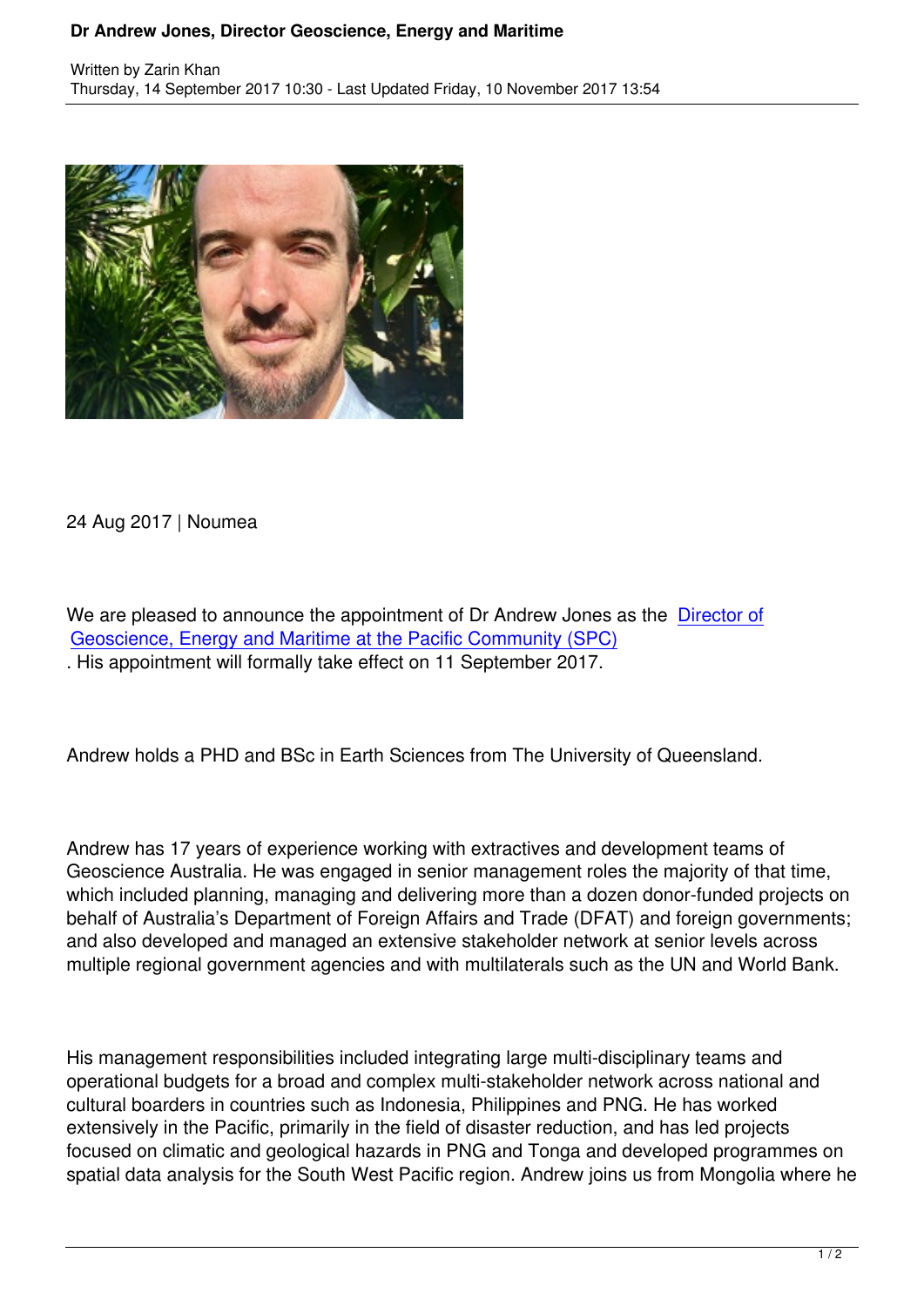# Dr Andrew Jones, Director Geoscience, Energy and Maritime

Written by Zarin Khan
Thursday, 14 September 2017 10:30 - Last Updated Friday, 10 November 2017 13:54

24 Aug 2017 | Noumea

We are pleased to announce the appointment of Dr Andrew Jones as the Director of Geoscience, Energy and Maritime at the Pacific Community (SPC). His appointment will formally take effect on 11 September 2017.

Andrew holds a PHD and BSc in Earth Sciences from The University of Queensland.

Andrew has 17 years of experience working with extractives and development teams of Geoscience Australia. He was engaged in senior management roles the majority of that time, which included planning, managing and delivering more than a dozen donor-funded projects on behalf of Australia's Department of Foreign Affairs and Trade (DFAT) and foreign governments; and also developed and managed an extensive stakeholder network at senior levels across multiple regional government agencies and with multilaterals such as the UN and World Bank.

His management responsibilities included integrating large multi-disciplinary teams and operational budgets for a broad and complex multi-stakeholder network across national and cultural boarders in countries such as Indonesia, Philippines and PNG. He has worked extensively in the Pacific, primarily in the field of disaster reduction, and has led projects focused on climatic and geological hazards in PNG and Tonga and developed programmes on spatial data analysis for the South West Pacific region. Andrew joins us from Mongolia where he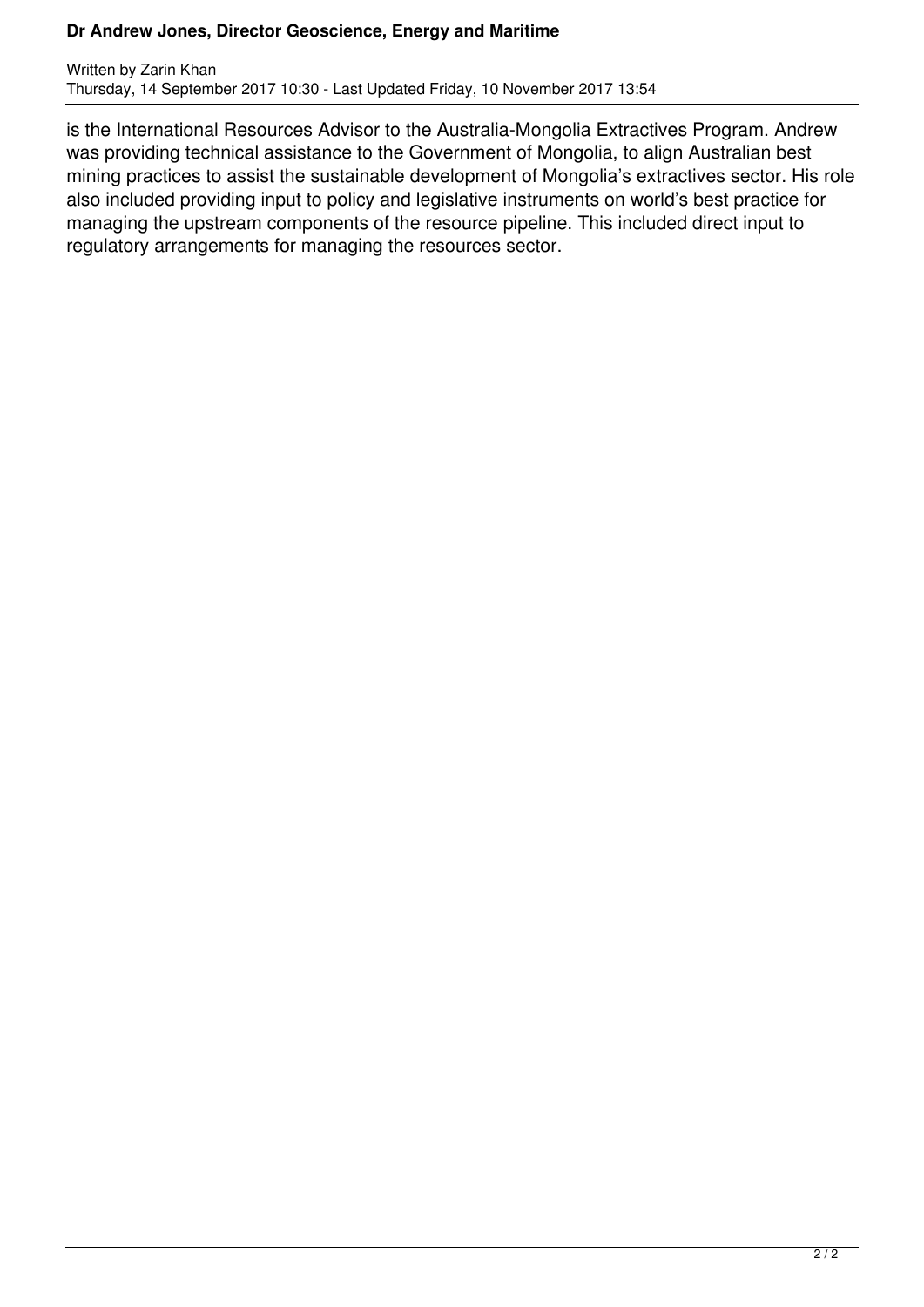is the International Resources Advisor to the Australia-Mongolia Extractives Program. Andrew was providing technical assistance to the Government of Mongolia, to align Australian best mining practices to assist the sustainable development of Mongolia's extractives sector. His role also included providing input to policy and legislative instruments on world's best practice for managing the upstream components of the resource pipeline. This included direct input to regulatory arrangements for managing the resources sector.